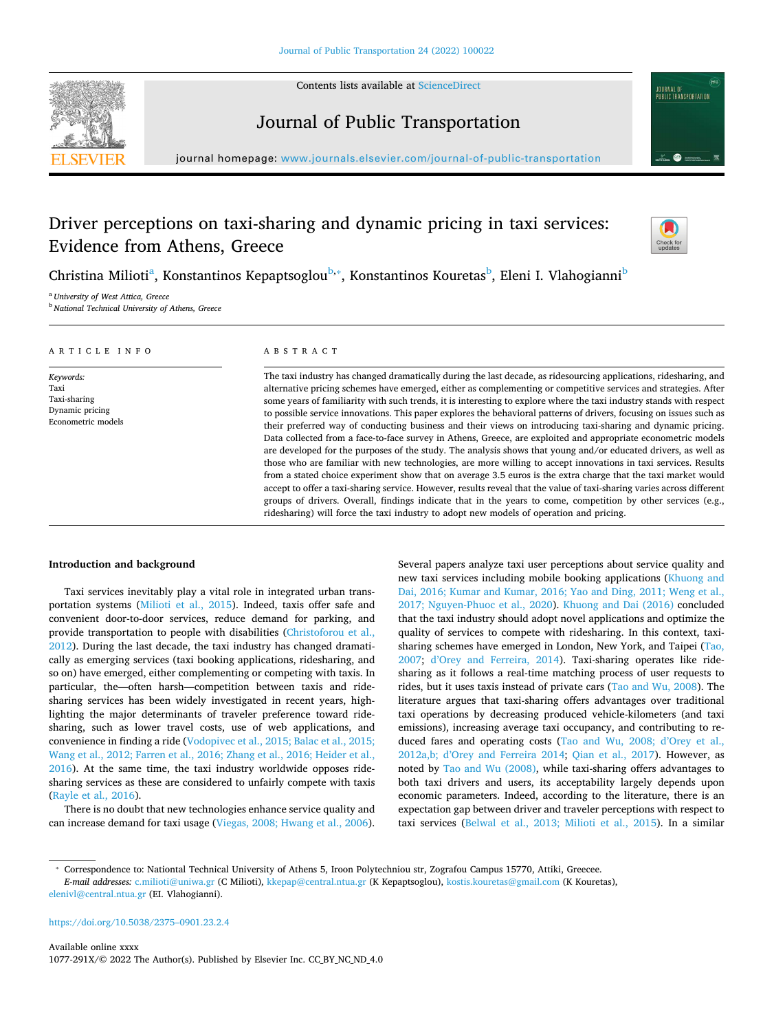# Driver perceptions on taxi-sharing and dynamic pricing in taxi services: Evidence from Athens, Greece

Christina Milioti[a], Konstantinos Kepaptsoglou[b,*], Konstantinos Kouretas[b], Eleni I. Vlahogianni[b]

[a] University of West Attica, Greece

[b] National Technical University of Athens, Greece

**ARTICLE INFO**

*Keywords:*
Taxi
Taxi-sharing
Dynamic pricing
Econometric models

**ABSTRACT**

The taxi industry has changed dramatically during the last decade, as ridesourcing applications, ridesharing, and alternative pricing schemes have emerged, either as complementing or competitive services and strategies. After some years of familiarity with such trends, it is interesting to explore where the taxi industry stands with respect to possible service innovations. This paper explores the behavioral patterns of drivers, focusing on issues such as their preferred way of conducting business and their views on introducing taxi-sharing and dynamic pricing. Data collected from a face-to-face survey in Athens, Greece, are exploited and appropriate econometric models are developed for the purposes of the study. The analysis shows that young and/or educated drivers, as well as those who are familiar with new technologies, are more willing to accept innovations in taxi services. Results from a stated choice experiment show that on average 3.5 euros is the extra charge that the taxi market would accept to offer a taxi-sharing service. However, results reveal that the value of taxi-sharing varies across different groups of drivers. Overall, findings indicate that in the years to come, competition by other services (e.g., ridesharing) will force the taxi industry to adopt new models of operation and pricing.

## Introduction and background

Taxi services inevitably play a vital role in integrated urban transportation systems (Milioti et al., 2015). Indeed, taxis offer safe and convenient door-to-door services, reduce demand for parking, and provide transportation to people with disabilities (Christoforou et al., 2012). During the last decade, the taxi industry has changed dramatically as emerging services (taxi booking applications, ridesharing, and so on) have emerged, either complementing or competing with taxis. In particular, the—often harsh—competition between taxis and ridesharing services has been widely investigated in recent years, highlighting the major determinants of traveler preference toward ridesharing, such as lower travel costs, use of web applications, and convenience in finding a ride (Vodopivec et al., 2015; Balac et al., 2015; Wang et al., 2012; Farren et al., 2016; Zhang et al., 2016; Heider et al., 2016). At the same time, the taxi industry worldwide opposes ridesharing services as these are considered to unfairly compete with taxis (Rayle et al., 2016).

There is no doubt that new technologies enhance service quality and can increase demand for taxi usage (Viegas, 2008; Hwang et al., 2006). Several papers analyze taxi user perceptions about service quality and new taxi services including mobile booking applications (Khuong and Dai, 2016; Kumar and Kumar, 2016; Yao and Ding, 2011; Weng et al., 2017; Nguyen-Phuoc et al., 2020). Khuong and Dai (2016) concluded that the taxi industry should adopt novel applications and optimize the quality of services to compete with ridesharing. In this context, taxi-sharing schemes have emerged in London, New York, and Taipei (Tao, 2007; d'Orey and Ferreira, 2014). Taxi-sharing operates like ridesharing as it follows a real-time matching process of user requests to rides, but it uses taxis instead of private cars (Tao and Wu, 2008). The literature argues that taxi-sharing offers advantages over traditional taxi operations by decreasing produced vehicle-kilometers (and taxi emissions), increasing average taxi occupancy, and contributing to reduced fares and operating costs (Tao and Wu, 2008; d'Orey et al., 2012a,b; d'Orey and Ferreira 2014; Qian et al., 2017). However, as noted by Tao and Wu (2008), while taxi-sharing offers advantages to both taxi drivers and users, its acceptability largely depends upon economic parameters. Indeed, according to the literature, there is an expectation gap between driver and traveler perceptions with respect to taxi services (Belwal et al., 2013; Milioti et al., 2015). In a similar

* Correspondence to: Nationtal Technical University of Athens 5, Iroon Polytechniou str, Zografou Campus 15770, Attiki, Greecee.
*E-mail addresses:* c.milioti@uniwa.gr (C Milioti), kkepap@central.ntua.gr (K Kepaptsoglou), kostis.kouretas@gmail.com (K Kouretas), elenivl@central.ntua.gr (El. Vlahogianni).

https://doi.org/10.5038/2375–0901.23.2.4

Available online xxxx
1077-291X/© 2022 The Author(s). Published by Elsevier Inc. CC_BY_NC_ND_4.0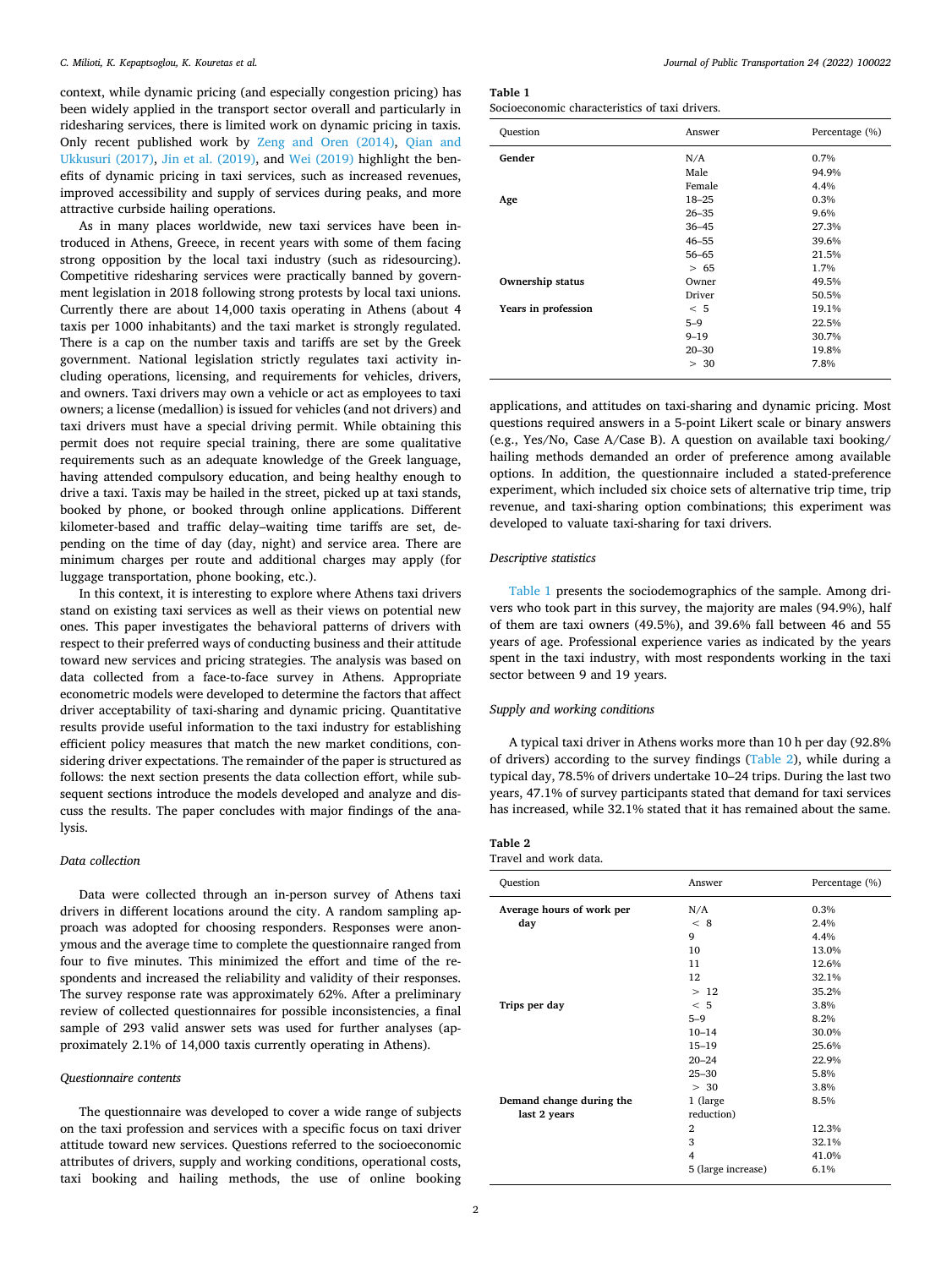context, while dynamic pricing (and especially congestion pricing) has been widely applied in the transport sector overall and particularly in ridesharing services, there is limited work on dynamic pricing in taxis. Only recent published work by Zeng and Oren (2014), Qian and Ukkusuri (2017), Jin et al. (2019), and Wei (2019) highlight the benefits of dynamic pricing in taxi services, such as increased revenues, improved accessibility and supply of services during peaks, and more attractive curbside hailing operations.

As in many places worldwide, new taxi services have been introduced in Athens, Greece, in recent years with some of them facing strong opposition by the local taxi industry (such as ridesourcing). Competitive ridesharing services were practically banned by government legislation in 2018 following strong protests by local taxi unions. Currently there are about 14,000 taxis operating in Athens (about 4 taxis per 1000 inhabitants) and the taxi market is strongly regulated. There is a cap on the number taxis and tariffs are set by the Greek government. National legislation strictly regulates taxi activity including operations, licensing, and requirements for vehicles, drivers, and owners. Taxi drivers may own a vehicle or act as employees to taxi owners; a license (medallion) is issued for vehicles (and not drivers) and taxi drivers must have a special driving permit. While obtaining this permit does not require special training, there are some qualitative requirements such as an adequate knowledge of the Greek language, having attended compulsory education, and being healthy enough to drive a taxi. Taxis may be hailed in the street, picked up at taxi stands, booked by phone, or booked through online applications. Different kilometer-based and traffic delay–waiting time tariffs are set, depending on the time of day (day, night) and service area. There are minimum charges per route and additional charges may apply (for luggage transportation, phone booking, etc.).

In this context, it is interesting to explore where Athens taxi drivers stand on existing taxi services as well as their views on potential new ones. This paper investigates the behavioral patterns of drivers with respect to their preferred ways of conducting business and their attitude toward new services and pricing strategies. The analysis was based on data collected from a face-to-face survey in Athens. Appropriate econometric models were developed to determine the factors that affect driver acceptability of taxi-sharing and dynamic pricing. Quantitative results provide useful information to the taxi industry for establishing efficient policy measures that match the new market conditions, considering driver expectations. The remainder of the paper is structured as follows: the next section presents the data collection effort, while subsequent sections introduce the models developed and analyze and discuss the results. The paper concludes with major findings of the analysis.

### Data collection

Data were collected through an in-person survey of Athens taxi drivers in different locations around the city. A random sampling approach was adopted for choosing responders. Responses were anonymous and the average time to complete the questionnaire ranged from four to five minutes. This minimized the effort and time of the respondents and increased the reliability and validity of their responses. The survey response rate was approximately 62%. After a preliminary review of collected questionnaires for possible inconsistencies, a final sample of 293 valid answer sets was used for further analyses (approximately 2.1% of 14,000 taxis currently operating in Athens).

### Questionnaire contents

The questionnaire was developed to cover a wide range of subjects on the taxi profession and services with a specific focus on taxi driver attitude toward new services. Questions referred to the socioeconomic attributes of drivers, supply and working conditions, operational costs, taxi booking and hailing methods, the use of online booking applications, and attitudes on taxi-sharing and dynamic pricing. Most questions required answers in a 5-point Likert scale or binary answers (e.g., Yes/No, Case A/Case B). A question on available taxi booking/hailing methods demanded an order of preference among available options. In addition, the questionnaire included a stated-preference experiment, which included six choice sets of alternative trip time, trip revenue, and taxi-sharing option combinations; this experiment was developed to valuate taxi-sharing for taxi drivers.

**Table 1**
Socioeconomic characteristics of taxi drivers.

| Question | Answer | Percentage (%) |
|---|---|---|
| **Gender** | N/A | 0.7% |
| | Male | 94.9% |
| | Female | 4.4% |
| **Age** | 18–25 | 0.3% |
| | 26–35 | 9.6% |
| | 36–45 | 27.3% |
| | 46–55 | 39.6% |
| | 56–65 | 21.5% |
| | > 65 | 1.7% |
| **Ownership status** | Owner | 49.5% |
| | Driver | 50.5% |
| **Years in profession** | < 5 | 19.1% |
| | 5–9 | 22.5% |
| | 9–19 | 30.7% |
| | 20–30 | 19.8% |
| | > 30 | 7.8% |

### Descriptive statistics

Table 1 presents the sociodemographics of the sample. Among drivers who took part in this survey, the majority are males (94.9%), half of them are taxi owners (49.5%), and 39.6% fall between 46 and 55 years of age. Professional experience varies as indicated by the years spent in the taxi industry, with most respondents working in the taxi sector between 9 and 19 years.

### Supply and working conditions

A typical taxi driver in Athens works more than 10 h per day (92.8% of drivers) according to the survey findings (Table 2), while during a typical day, 78.5% of drivers undertake 10–24 trips. During the last two years, 47.1% of survey participants stated that demand for taxi services has increased, while 32.1% stated that it has remained about the same.

**Table 2**
Travel and work data.

| Question | Answer | Percentage (%) |
|---|---|---|
| **Average hours of work per day** | N/A | 0.3% |
| | < 8 | 2.4% |
| | 9 | 4.4% |
| | 10 | 13.0% |
| | 11 | 12.6% |
| | 12 | 32.1% |
| | > 12 | 35.2% |
| **Trips per day** | < 5 | 3.8% |
| | 5–9 | 8.2% |
| | 10–14 | 30.0% |
| | 15–19 | 25.6% |
| | 20–24 | 22.9% |
| | 25–30 | 5.8% |
| | > 30 | 3.8% |
| **Demand change during the last 2 years** | 1 (large reduction) | 8.5% |
| | 2 | 12.3% |
| | 3 | 32.1% |
| | 4 | 41.0% |
| | 5 (large increase) | 6.1% |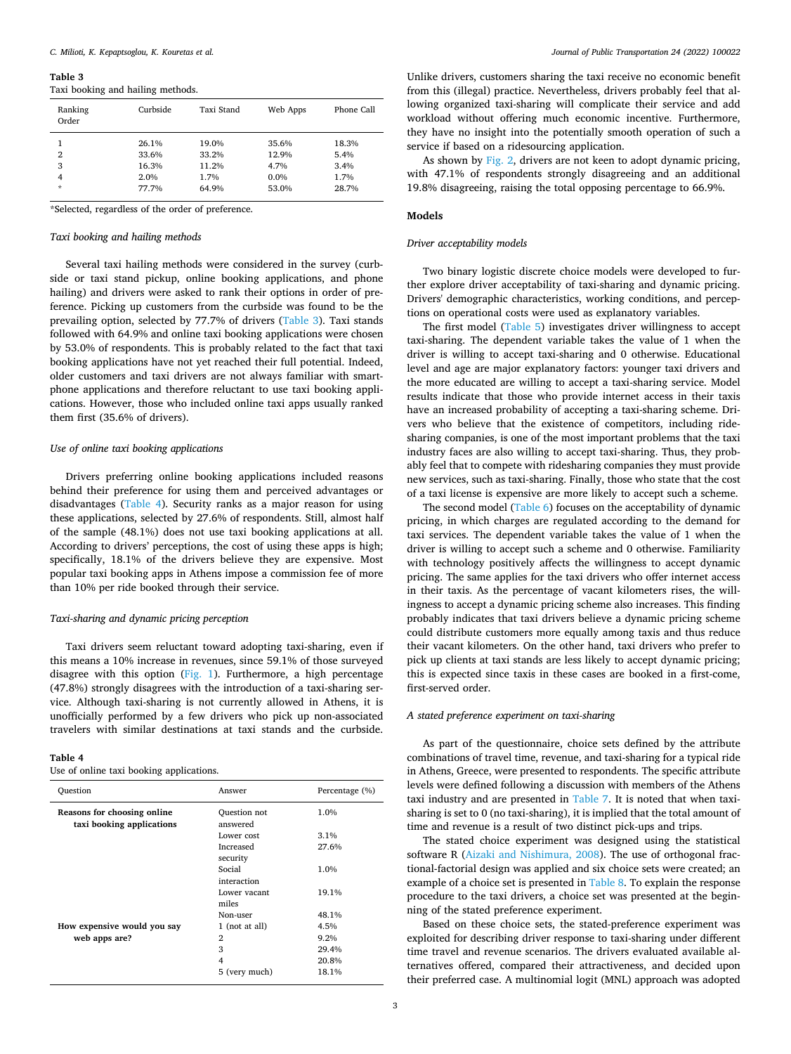**Table 3**
Taxi booking and hailing methods.

| Ranking Order | Curbside | Taxi Stand | Web Apps | Phone Call |
|---|---|---|---|---|
| 1 | 26.1% | 19.0% | 35.6% | 18.3% |
| 2 | 33.6% | 33.2% | 12.9% | 5.4% |
| 3 | 16.3% | 11.2% | 4.7% | 3.4% |
| 4 | 2.0% | 1.7% | 0.0% | 1.7% |
| * | 77.7% | 64.9% | 53.0% | 28.7% |

*Selected, regardless of the order of preference.

*Taxi booking and hailing methods*

Several taxi hailing methods were considered in the survey (curbside or taxi stand pickup, online booking applications, and phone hailing) and drivers were asked to rank their options in order of preference. Picking up customers from the curbside was found to be the prevailing option, selected by 77.7% of drivers (Table 3). Taxi stands followed with 64.9% and online taxi booking applications were chosen by 53.0% of respondents. This is probably related to the fact that taxi booking applications have not yet reached their full potential. Indeed, older customers and taxi drivers are not always familiar with smartphone applications and therefore reluctant to use taxi booking applications. However, those who included online taxi apps usually ranked them first (35.6% of drivers).

*Use of online taxi booking applications*

Drivers preferring online booking applications included reasons behind their preference for using them and perceived advantages or disadvantages (Table 4). Security ranks as a major reason for using these applications, selected by 27.6% of respondents. Still, almost half of the sample (48.1%) does not use taxi booking applications at all. According to drivers' perceptions, the cost of using these apps is high; specifically, 18.1% of the drivers believe they are expensive. Most popular taxi booking apps in Athens impose a commission fee of more than 10% per ride booked through their service.

*Taxi-sharing and dynamic pricing perception*

Taxi drivers seem reluctant toward adopting taxi-sharing, even if this means a 10% increase in revenues, since 59.1% of those surveyed disagree with this option (Fig. 1). Furthermore, a high percentage (47.8%) strongly disagrees with the introduction of a taxi-sharing service. Although taxi-sharing is not currently allowed in Athens, it is unofficially performed by a few drivers who pick up non-associated travelers with similar destinations at taxi stands and the curbside.

**Table 4**
Use of online taxi booking applications.

| Question | Answer | Percentage (%) |
|---|---|---|
| **Reasons for choosing online taxi booking applications** | Question not answered | 1.0% |
| | Lower cost | 3.1% |
| | Increased security | 27.6% |
| | Social interaction | 1.0% |
| | Lower vacant miles | 19.1% |
| | Non-user | 48.1% |
| **How expensive would you say web apps are?** | 1 (not at all) | 4.5% |
| | 2 | 9.2% |
| | 3 | 29.4% |
| | 4 | 20.8% |
| | 5 (very much) | 18.1% |

Unlike drivers, customers sharing the taxi receive no economic benefit from this (illegal) practice. Nevertheless, drivers probably feel that allowing organized taxi-sharing will complicate their service and add workload without offering much economic incentive. Furthermore, they have no insight into the potentially smooth operation of such a service if based on a ridesourcing application.

As shown by Fig. 2, drivers are not keen to adopt dynamic pricing, with 47.1% of respondents strongly disagreeing and an additional 19.8% disagreeing, raising the total opposing percentage to 66.9%.

## Models

*Driver acceptability models*

Two binary logistic discrete choice models were developed to further explore driver acceptability of taxi-sharing and dynamic pricing. Drivers' demographic characteristics, working conditions, and perceptions on operational costs were used as explanatory variables.

The first model (Table 5) investigates driver willingness to accept taxi-sharing. The dependent variable takes the value of 1 when the driver is willing to accept taxi-sharing and 0 otherwise. Educational level and age are major explanatory factors: younger taxi drivers and the more educated are willing to accept a taxi-sharing service. Model results indicate that those who provide internet access in their taxis have an increased probability of accepting a taxi-sharing scheme. Drivers who believe that the existence of competitors, including ridesharing companies, is one of the most important problems that the taxi industry faces are also willing to accept taxi-sharing. Thus, they probably feel that to compete with ridesharing companies they must provide new services, such as taxi-sharing. Finally, those who state that the cost of a taxi license is expensive are more likely to accept such a scheme.

The second model (Table 6) focuses on the acceptability of dynamic pricing, in which charges are regulated according to the demand for taxi services. The dependent variable takes the value of 1 when the driver is willing to accept such a scheme and 0 otherwise. Familiarity with technology positively affects the willingness to accept dynamic pricing. The same applies for the taxi drivers who offer internet access in their taxis. As the percentage of vacant kilometers rises, the willingness to accept a dynamic pricing scheme also increases. This finding probably indicates that taxi drivers believe a dynamic pricing scheme could distribute customers more equally among taxis and thus reduce their vacant kilometers. On the other hand, taxi drivers who prefer to pick up clients at taxi stands are less likely to accept dynamic pricing; this is expected since taxis in these cases are booked in a first-come, first-served order.

*A stated preference experiment on taxi-sharing*

As part of the questionnaire, choice sets defined by the attribute combinations of travel time, revenue, and taxi-sharing for a typical ride in Athens, Greece, were presented to respondents. The specific attribute levels were defined following a discussion with members of the Athens taxi industry and are presented in Table 7. It is noted that when taxi-sharing is set to 0 (no taxi-sharing), it is implied that the total amount of time and revenue is a result of two distinct pick-ups and trips.

The stated choice experiment was designed using the statistical software R (Aizaki and Nishimura, 2008). The use of orthogonal fractional-factorial design was applied and six choice sets were created; an example of a choice set is presented in Table 8. To explain the response procedure to the taxi drivers, a choice set was presented at the beginning of the stated preference experiment.

Based on these choice sets, the stated-preference experiment was exploited for describing driver response to taxi-sharing under different time travel and revenue scenarios. The drivers evaluated available alternatives offered, compared their attractiveness, and decided upon their preferred case. A multinomial logit (MNL) approach was adopted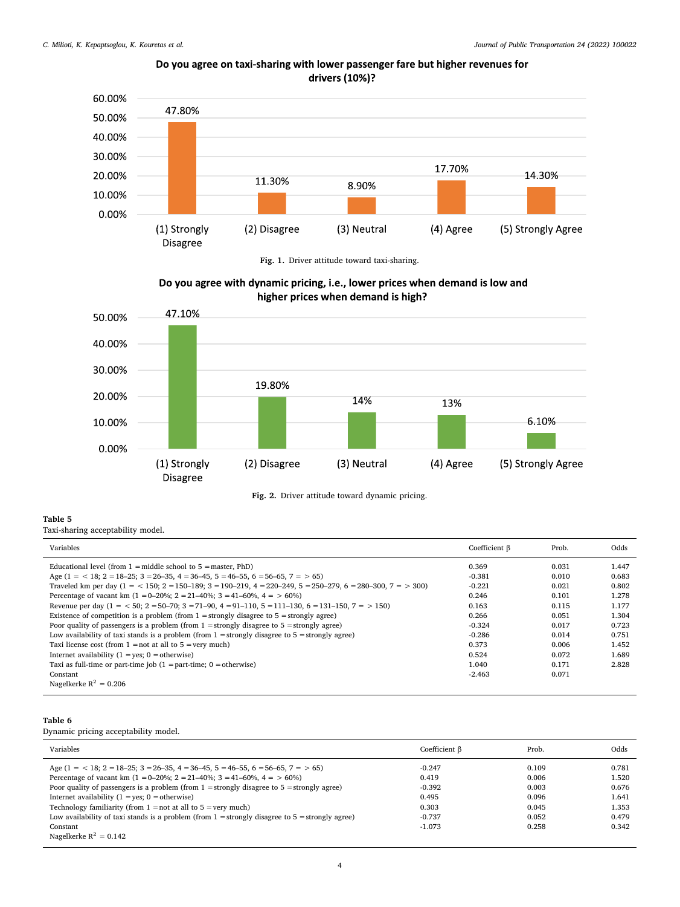**Do you agree on taxi-sharing with lower passenger fare but higher revenues for drivers (10%)?**

| Response | Percentage |
|---|---|
| (1) Strongly Disagree | 47.80% |
| (2) Disagree | 11.30% |
| (3) Neutral | 8.90% |
| (4) Agree | 17.70% |
| (5) Strongly Agree | 14.30% |

**Fig. 1.** Driver attitude toward taxi-sharing.

**Do you agree with dynamic pricing, i.e., lower prices when demand is low and higher prices when demand is high?**

| Response | Percentage |
|---|---|
| (1) Strongly Disagree | 47.10% |
| (2) Disagree | 19.80% |
| (3) Neutral | 14% |
| (4) Agree | 13% |
| (5) Strongly Agree | 6.10% |

**Fig. 2.** Driver attitude toward dynamic pricing.

**Table 5**
Taxi-sharing acceptability model.

| Variables | Coefficient β | Prob. | Odds |
|---|---|---|---|
| Educational level (from 1 = middle school to 5 = master, PhD) | 0.369 | 0.031 | 1.447 |
| Age (1 = < 18; 2 = 18–25; 3 = 26–35, 4 = 36–45, 5 = 46–55, 6 = 56–65, 7 = > 65) | -0.381 | 0.010 | 0.683 |
| Traveled km per day (1 = < 150; 2 = 150–189; 3 = 190–219, 4 = 220–249, 5 = 250–279, 6 = 280–300, 7 = > 300) | -0.221 | 0.021 | 0.802 |
| Percentage of vacant km (1 = 0–20%; 2 = 21–40%; 3 = 41–60%, 4 = > 60%) | 0.246 | 0.101 | 1.278 |
| Revenue per day (1 = < 50; 2 = 50–70; 3 = 71–90, 4 = 91–110, 5 = 111–130, 6 = 131–150, 7 = > 150) | 0.163 | 0.115 | 1.177 |
| Existence of competition is a problem (from 1 = strongly disagree to 5 = strongly agree) | 0.266 | 0.051 | 1.304 |
| Poor quality of passengers is a problem (from 1 = strongly disagree to 5 = strongly agree) | -0.324 | 0.017 | 0.723 |
| Low availability of taxi stands is a problem (from 1 = strongly disagree to 5 = strongly agree) | -0.286 | 0.014 | 0.751 |
| Taxi license cost (from 1 = not at all to 5 = very much) | 0.373 | 0.006 | 1.452 |
| Internet availability (1 = yes; 0 = otherwise) | 0.524 | 0.072 | 1.689 |
| Taxi as full-time or part-time job (1 = part-time; 0 = otherwise) | 1.040 | 0.171 | 2.828 |
| Constant | -2.463 | 0.071 | |
| Nagelkerke $R^2$ = 0.206 | | | |

**Table 6**
Dynamic pricing acceptability model.

| Variables | Coefficient β | Prob. | Odds |
|---|---|---|---|
| Age (1 = < 18; 2 = 18–25; 3 = 26–35, 4 = 36–45, 5 = 46–55, 6 = 56–65, 7 = > 65) | -0.247 | 0.109 | 0.781 |
| Percentage of vacant km (1 = 0–20%; 2 = 21–40%; 3 = 41–60%, 4 = > 60%) | 0.419 | 0.006 | 1.520 |
| Poor quality of passengers is a problem (from 1 = strongly disagree to 5 = strongly agree) | -0.392 | 0.003 | 0.676 |
| Internet availability (1 = yes; 0 = otherwise) | 0.495 | 0.096 | 1.641 |
| Technology familiarity (from 1 = not at all to 5 = very much) | 0.303 | 0.045 | 1.353 |
| Low availability of taxi stands is a problem (from 1 = strongly disagree to 5 = strongly agree) | -0.737 | 0.052 | 0.479 |
| Constant | -1.073 | 0.258 | 0.342 |
| Nagelkerke $R^2$ = 0.142 | | | |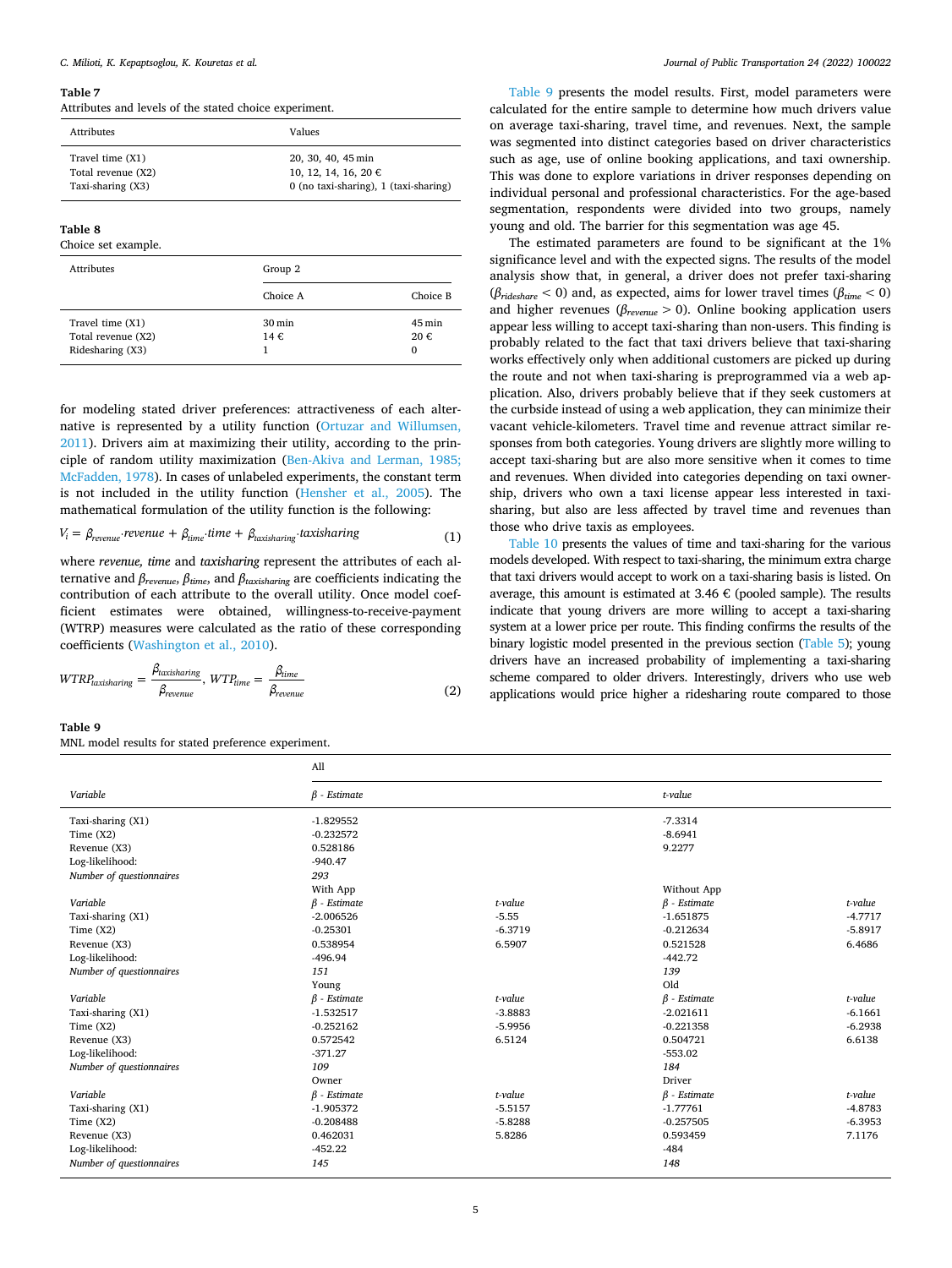**Table 7**

Attributes and levels of the stated choice experiment.

| Attributes | Values |
|---|---|
| Travel time (X1) | 20, 30, 40, 45 min |
| Total revenue (X2) | 10, 12, 14, 16, 20 € |
| Taxi-sharing (X3) | 0 (no taxi-sharing), 1 (taxi-sharing) |

**Table 8**

Choice set example.

| Attributes | Group 2 | |
|---|---|---|
| | Choice A | Choice B |
| Travel time (X1) | 30 min | 45 min |
| Total revenue (X2) | 14 € | 20 € |
| Ridesharing (X3) | 1 | 0 |

for modeling stated driver preferences: attractiveness of each alternative is represented by a utility function (Ortuzar and Willumsen, 2011). Drivers aim at maximizing their utility, according to the principle of random utility maximization (Ben-Akiva and Lerman, 1985; McFadden, 1978). In cases of unlabeled experiments, the constant term is not included in the utility function (Hensher et al., 2005). The mathematical formulation of the utility function is the following:

$$V_i = \beta_{revenue} \cdot revenue + \beta_{time} \cdot time + \beta_{taxisharing} \cdot taxisharing \quad (1)$$

where *revenue, time* and *taxisharing* represent the attributes of each alternative and $\beta_{revenue}$, $\beta_{time}$, and $\beta_{taxisharing}$ are coefficients indicating the contribution of each attribute to the overall utility. Once model coefficient estimates were obtained, willingness-to-receive-payment (WTRP) measures were calculated as the ratio of these corresponding coefficients (Washington et al., 2010).

$$WTRP_{taxisharing} = \frac{\beta_{taxisharing}}{\beta_{revenue}}, \; WTP_{time} = \frac{\beta_{time}}{\beta_{revenue}} \quad (2)$$

Table 9 presents the model results. First, model parameters were calculated for the entire sample to determine how much drivers value on average taxi-sharing, travel time, and revenues. Next, the sample was segmented into distinct categories based on driver characteristics such as age, use of online booking applications, and taxi ownership. This was done to explore variations in driver responses depending on individual personal and professional characteristics. For the age-based segmentation, respondents were divided into two groups, namely young and old. The barrier for this segmentation was age 45.

The estimated parameters are found to be significant at the 1% significance level and with the expected signs. The results of the model analysis show that, in general, a driver does not prefer taxi-sharing ($\beta_{rideshare} < 0$) and, as expected, aims for lower travel times ($\beta_{time} < 0$) and higher revenues ($\beta_{revenue} > 0$). Online booking application users appear less willing to accept taxi-sharing than non-users. This finding is probably related to the fact that taxi drivers believe that taxi-sharing works effectively only when additional customers are picked up during the route and not when taxi-sharing is preprogrammed via a web application. Also, drivers probably believe that if they seek customers at the curbside instead of using a web application, they can minimize their vacant vehicle-kilometers. Travel time and revenue attract similar responses from both categories. Young drivers are slightly more willing to accept taxi-sharing but are also more sensitive when it comes to time and revenues. When divided into categories depending on taxi ownership, drivers who own a taxi license appear less interested in taxi-sharing, but also are less affected by travel time and revenues than those who drive taxis as employees.

Table 10 presents the values of time and taxi-sharing for the various models developed. With respect to taxi-sharing, the minimum extra charge that taxi drivers would accept to work on a taxi-sharing basis is listed. On average, this amount is estimated at 3.46 € (pooled sample). The results indicate that young drivers are more willing to accept a taxi-sharing system at a lower price per route. This finding confirms the results of the binary logistic model presented in the previous section (Table 5); young drivers have an increased probability of implementing a taxi-sharing scheme compared to older drivers. Interestingly, drivers who use web applications would price higher a ridesharing route compared to those

**Table 9**

MNL model results for stated preference experiment.

| | All | | | |
|---|---|---|---|---|
| *Variable* | *β - Estimate* | | *t-value* | |
| Taxi-sharing (X1) | -1.829552 | | -7.3314 | |
| Time (X2) | -0.232572 | | -8.6941 | |
| Revenue (X3) | 0.528186 | | 9.2277 | |
| Log-likelihood: | -940.47 | | | |
| *Number of questionnaires* | *293* | | | |
| | With App | | Without App | |
| *Variable* | *β - Estimate* | *t-value* | *β - Estimate* | *t-value* |
| Taxi-sharing (X1) | -2.006526 | -5.55 | -1.651875 | -4.7717 |
| Time (X2) | -0.25301 | -6.3719 | -0.212634 | -5.8917 |
| Revenue (X3) | 0.538954 | 6.5907 | 0.521528 | 6.4686 |
| Log-likelihood: | -496.94 | | -442.72 | |
| *Number of questionnaires* | *151* | | *139* | |
| | Young | | Old | |
| *Variable* | *β - Estimate* | *t-value* | *β - Estimate* | *t-value* |
| Taxi-sharing (X1) | -1.532517 | -3.8883 | -2.021611 | -6.1661 |
| Time (X2) | -0.252162 | -5.9956 | -0.221358 | -6.2938 |
| Revenue (X3) | 0.572542 | 6.5124 | 0.504721 | 6.6138 |
| Log-likelihood: | -371.27 | | -553.02 | |
| *Number of questionnaires* | *109* | | *184* | |
| | Owner | | Driver | |
| *Variable* | *β - Estimate* | *t-value* | *β - Estimate* | *t-value* |
| Taxi-sharing (X1) | -1.905372 | -5.5157 | -1.77761 | -4.8783 |
| Time (X2) | -0.208488 | -5.8288 | -0.257505 | -6.3953 |
| Revenue (X3) | 0.462031 | 5.8286 | 0.593459 | 7.1176 |
| Log-likelihood: | -452.22 | | -484 | |
| *Number of questionnaires* | *145* | | *148* | |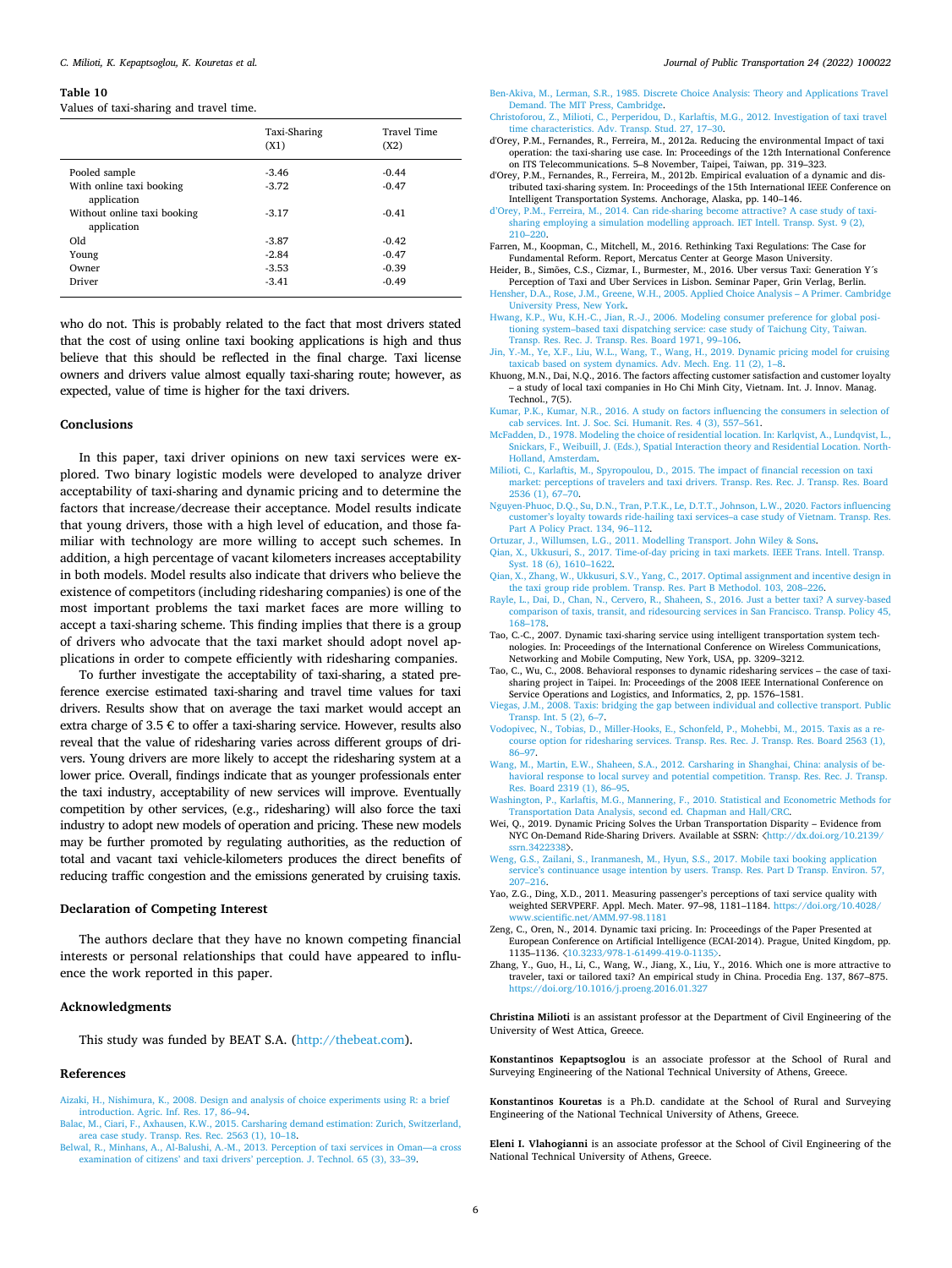**Table 10**
Values of taxi-sharing and travel time.

| | Taxi-Sharing (X1) | Travel Time (X2) |
|---|---|---|
| Pooled sample | -3.46 | -0.44 |
| With online taxi booking application | -3.72 | -0.47 |
| Without online taxi booking application | -3.17 | -0.41 |
| Old | -3.87 | -0.42 |
| Young | -2.84 | -0.47 |
| Owner | -3.53 | -0.39 |
| Driver | -3.41 | -0.49 |

who do not. This is probably related to the fact that most drivers stated that the cost of using online taxi booking applications is high and thus believe that this should be reflected in the final charge. Taxi license owners and drivers value almost equally taxi-sharing route; however, as expected, value of time is higher for the taxi drivers.

## Conclusions

In this paper, taxi driver opinions on new taxi services were explored. Two binary logistic models were developed to analyze driver acceptability of taxi-sharing and dynamic pricing and to determine the factors that increase/decrease their acceptance. Model results indicate that young drivers, those with a high level of education, and those familiar with technology are more willing to accept such schemes. In addition, a high percentage of vacant kilometers increases acceptability in both models. Model results also indicate that drivers who believe the existence of competitors (including ridesharing companies) is one of the most important problems the taxi market faces are more willing to accept a taxi-sharing scheme. This finding implies that there is a group of drivers who advocate that the taxi market should adopt novel applications in order to compete efficiently with ridesharing companies.

To further investigate the acceptability of taxi-sharing, a stated preference exercise estimated taxi-sharing and travel time values for taxi drivers. Results show that on average the taxi market would accept an extra charge of 3.5 € to offer a taxi-sharing service. However, results also reveal that the value of ridesharing varies across different groups of drivers. Young drivers are more likely to accept the ridesharing system at a lower price. Overall, findings indicate that as younger professionals enter the taxi industry, acceptability of new services will improve. Eventually competition by other services, (e.g., ridesharing) will also force the taxi industry to adopt new models of operation and pricing. These new models may be further promoted by regulating authorities, as the reduction of total and vacant taxi vehicle-kilometers produces the direct benefits of reducing traffic congestion and the emissions generated by cruising taxis.

## Declaration of Competing Interest

The authors declare that they have no known competing financial interests or personal relationships that could have appeared to influence the work reported in this paper.

## Acknowledgments

This study was funded by BEAT S.A. (http://thebeat.com).

## References

Aizaki, H., Nishimura, K., 2008. Design and analysis of choice experiments using R: a brief introduction. Agric. Inf. Res. 17, 86–94.

Balac, M., Ciari, F., Axhausen, K.W., 2015. Carsharing demand estimation: Zurich, Switzerland, area case study. Transp. Res. Rec. 2563 (1), 10–18.

Belwal, R., Minhans, A., Al-Balushi, A.-M., 2013. Perception of taxi services in Oman—a cross examination of citizens' and taxi drivers' perception. J. Technol. 65 (3), 33–39.

Ben-Akiva, M., Lerman, S.R., 1985. Discrete Choice Analysis: Theory and Applications Travel Demand. The MIT Press, Cambridge.

Christoforou, Z., Milioti, C., Perperidou, D., Karlaftis, M.G., 2012. Investigation of taxi travel time characteristics. Adv. Transp. Stud. 27, 17–30.

d'Orey, P.M., Fernandes, R., Ferreira, M., 2012a. Reducing the environmental Impact of taxi operation: the taxi-sharing use case. In: Proceedings of the 12th International Conference on ITS Telecommunications. 5–8 November, Taipei, Taiwan, pp. 319–323.

d'Orey, P.M., Fernandes, R., Ferreira, M., 2012b. Empirical evaluation of a dynamic and distributed taxi-sharing system. In: Proceedings of the 15th International IEEE Conference on Intelligent Transportation Systems. Anchorage, Alaska, pp. 140–146.

d'Orey, P.M., Ferreira, M., 2014. Can ride-sharing become attractive? A case study of taxi-sharing employing a simulation modelling approach. IET Intell. Transp. Syst. 9 (2), 210–220.

Farren, M., Koopman, C., Mitchell, M., 2016. Rethinking Taxi Regulations: The Case for Fundamental Reform. Report, Mercatus Center at George Mason University.

Heider, B., Simões, C.S., Cizmar, I., Burmester, M., 2016. Uber versus Taxi: Generation Y´s Perception of Taxi and Uber Services in Lisbon. Seminar Paper, Grin Verlag, Berlin.

Hensher, D.A., Rose, J.M., Greene, W.H., 2005. Applied Choice Analysis – A Primer. Cambridge University Press, New York.

Hwang, K.P., Wu, K.H.-C., Jian, R.-J., 2006. Modeling consumer preference for global positioning system–based taxi dispatching service: case study of Taichung City, Taiwan. Transp. Res. Rec. J. Transp. Res. Board 1971, 99–106.

Jin, Y.-M., Ye, X.F., Liu, W.L., Wang, T., Wang, H., 2019. Dynamic pricing model for cruising taxicab based on system dynamics. Adv. Mech. Eng. 11 (2), 1–8.

Khuong, M.N., Dai, N.Q., 2016. The factors affecting customer satisfaction and customer loyalty – a study of local taxi companies in Ho Chi Minh city, Vietnam. Int. J. Innov. Manag. Technol., 7(5).

Kumar, P.K., Kumar, N.R., 2016. A study on factors influencing the consumers in selection of cab services. Int. J. Soc. Sci. Humanit. Res. 4 (3), 557–561.

McFadden, D., 1978. Modeling the choice of residential location. In: Karlqvist, A., Lundqvist, L., Snickars, F., Weibuill, J. (Eds.), Spatial Interaction theory and Residential Location. North-Holland, Amsterdam.

Milioti, C., Karlaftis, M., Spyropoulou, D., 2015. The impact of financial recession on taxi market: perceptions of travelers and taxi drivers. Transp. Res. Rec. J. Transp. Res. Board 2536 (1), 67–70.

Nguyen-Phuoc, D.Q., Su, D.N., Tran, P.T.K., Le, D.T.T., Johnson, L.W., 2020. Factors influencing customer's loyalty towards ride-hailing taxi services–a case study of Vietnam. Transp. Res. Part A Policy Pract. 134, 96–112.

Ortuzar, J., Willumsen, L.G., 2011. Modelling Transport. John Wiley & Sons.

Qian, X., Ukkusuri, S., 2017. Time-of-day pricing in taxi markets. IEEE Trans. Intell. Transp. Syst. 18 (6), 1610–1622.

Qian, X., Zhang, W., Ukkusuri, S.V., Yang, C., 2017. Optimal assignment and incentive design in the taxi group ride problem. Transp. Res. Part B Methodol. 103, 208–226.

Rayle, L., Dai, D., Chan, N., Cervero, R., Shaheen, S., 2016. Just a better taxi? A survey-based comparison of taxis, transit, and ridesourcing services in San Francisco. Transp. Policy 45, 168–178.

Tao, C.-C., 2007. Dynamic taxi-sharing service using intelligent transportation system technologies. In: Proceedings of the International Conference on Wireless Communications, Networking and Mobile Computing, New York, USA, pp. 3209–3212.

Tao, C., Wu, C., 2008. Behavioral responses to dynamic ridesharing services – the case of taxi-sharing project in Taipei. In: Proceedings of the 2008 IEEE International Conference on Service Operations and Logistics, and Informatics, 2, pp. 1576–1581.

Viegas, J.M., 2008. Taxis: bridging the gap between individual and collective transport. Public Transp. Int. 5 (2), 6–7.

Vodopivec, N., Tobias, D., Miller-Hooks, E., Schonfeld, P., Mohebbi, M., 2015. Taxis as a recourse option for ridesharing services. Transp. Res. Rec. J. Transp. Res. Board 2563 (1), 86–97.

Wang, M., Martin, E.W., Shaheen, S.A., 2012. Carsharing in Shanghai, China: analysis of behavioral response to local survey and potential competition. Transp. Res. Rec. J. Transp. Res. Board 2319 (1), 86–95.

Washington, P., Karlaftis, M.G., Mannering, F., 2010. Statistical and Econometric Methods for Transportation Data Analysis, second ed. Chapman and Hall/CRC.

Wei, Q., 2019. Dynamic Pricing Solves the Urban Transportation Disparity – Evidence from NYC On-Demand Ride-Sharing Drivers. Available at SSRN: 〈http://dx.doi.org/10.2139/ssrn.3422338〉.

Weng, G.S., Zailani, S., Iranmanesh, M., Hyun, S.S., 2017. Mobile taxi booking application service's continuance usage intention by users. Transp. Res. Part D Transp. Environ. 57, 207–216.

Yao, Z.G., Ding, X.D., 2011. Measuring passenger's perceptions of taxi service quality with weighted SERVPERF. Appl. Mech. Mater. 97–98, 1181–1184. https://doi.org/10.4028/www.scientific.net/AMM.97-98.1181

Zeng, C., Oren, N., 2014. Dynamic taxi pricing. In: Proceedings of the Paper Presented at European Conference on Artificial Intelligence (ECAI-2014). Prague, United Kingdom, pp. 1135–1136. 〈10.3233/978-1-61499-419-0-1135〉.

Zhang, Y., Guo, H., Li, C., Wang, W., Jiang, X., Liu, Y., 2016. Which one is more attractive to traveler, taxi or tailored taxi? An empirical study in China. Procedia Eng. 137, 867–875. https://doi.org/10.1016/j.proeng.2016.01.327

**Christina Milioti** is an assistant professor at the Department of Civil Engineering of the University of West Attica, Greece.

**Konstantinos Kepaptsoglou** is an associate professor at the School of Rural and Surveying Engineering of the National Technical University of Athens, Greece.

**Konstantinos Kouretas** is a Ph.D. candidate at the School of Rural and Surveying Engineering of the National Technical University of Athens, Greece.

**Eleni I. Vlahogianni** is an associate professor at the School of Civil Engineering of the National Technical University of Athens, Greece.